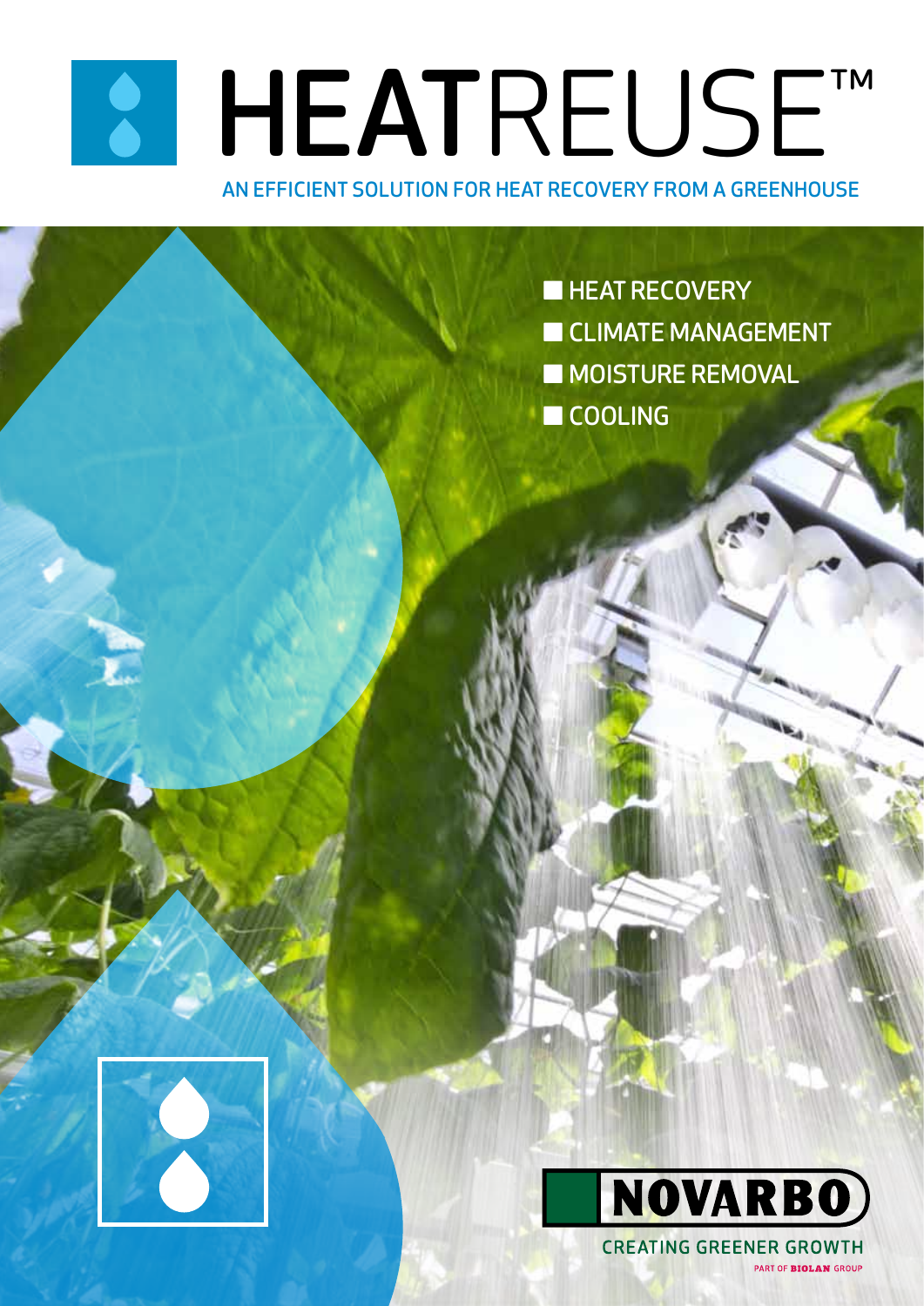# HEATREUSE™

AN EFFICIENT SOLUTION FOR HEAT RECOVERY FROM A GREENHOUSE

- HEAT RECOVERY
- CLIMATE MANAGEMENT
- MOISTURE REMOVAL
- COOLING

NOVARBO

CREATING GREENER GROWTH

PART OF BIOLAN GROUP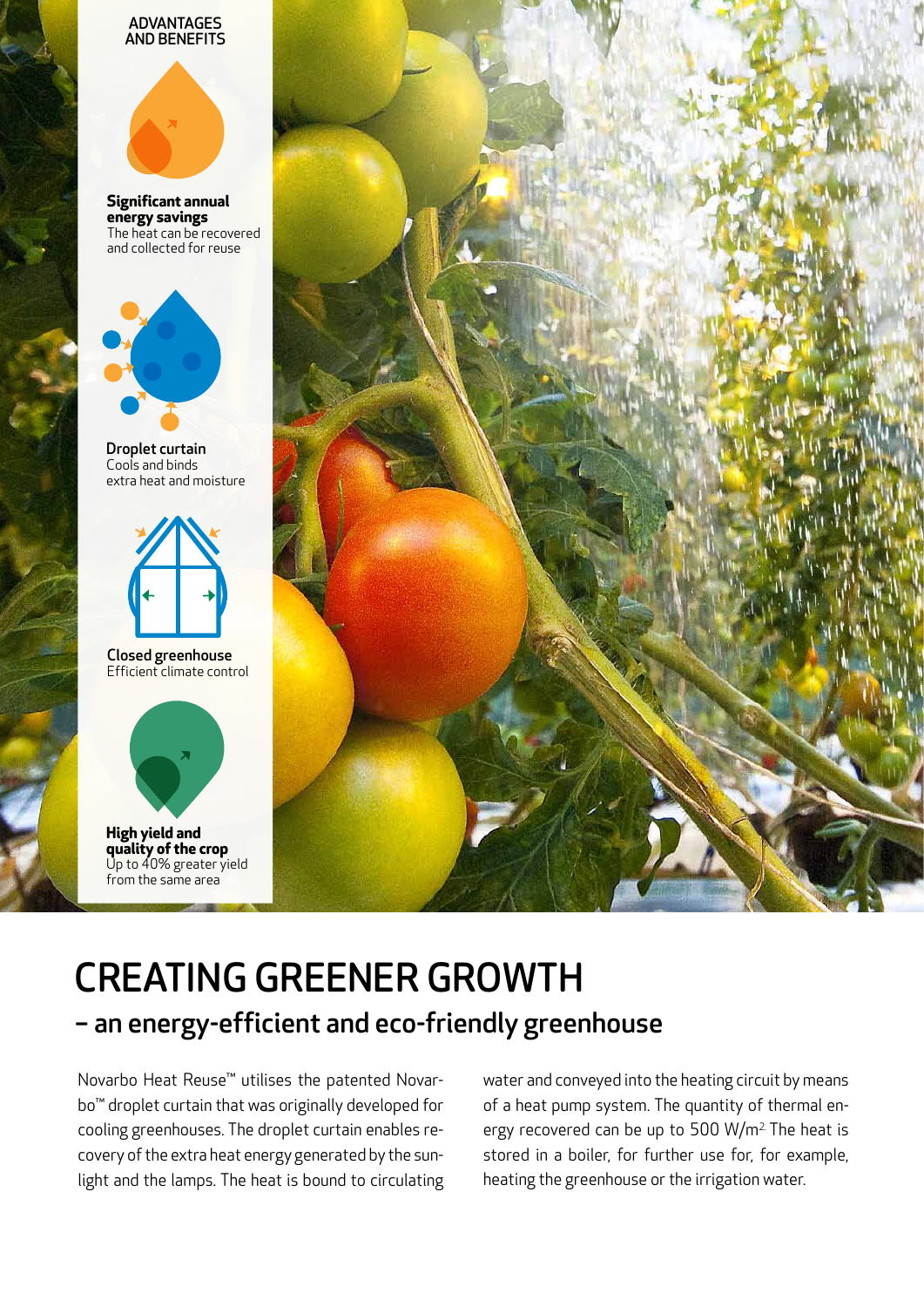ADVANTAGES AND BENEFITS

**Significant annual energy savings**
The heat can be recovered and collected for reuse

**Droplet curtain**
Cools and binds extra heat and moisture

**Closed greenhouse**
Efficient climate control

**High yield and quality of the crop**
Up to 40% greater yield from the same area

# CREATING GREENER GROWTH

## – an energy-efficient and eco-friendly greenhouse

Novarbo Heat Reuse™ utilises the patented Novarbo™ droplet curtain that was originally developed for cooling greenhouses. The droplet curtain enables recovery of the extra heat energy generated by the sunlight and the lamps. The heat is bound to circulating water and conveyed into the heating circuit by means of a heat pump system. The quantity of thermal energy recovered can be up to 500 $W/m^2$. The heat is stored in a boiler, for further use for, for example, heating the greenhouse or the irrigation water.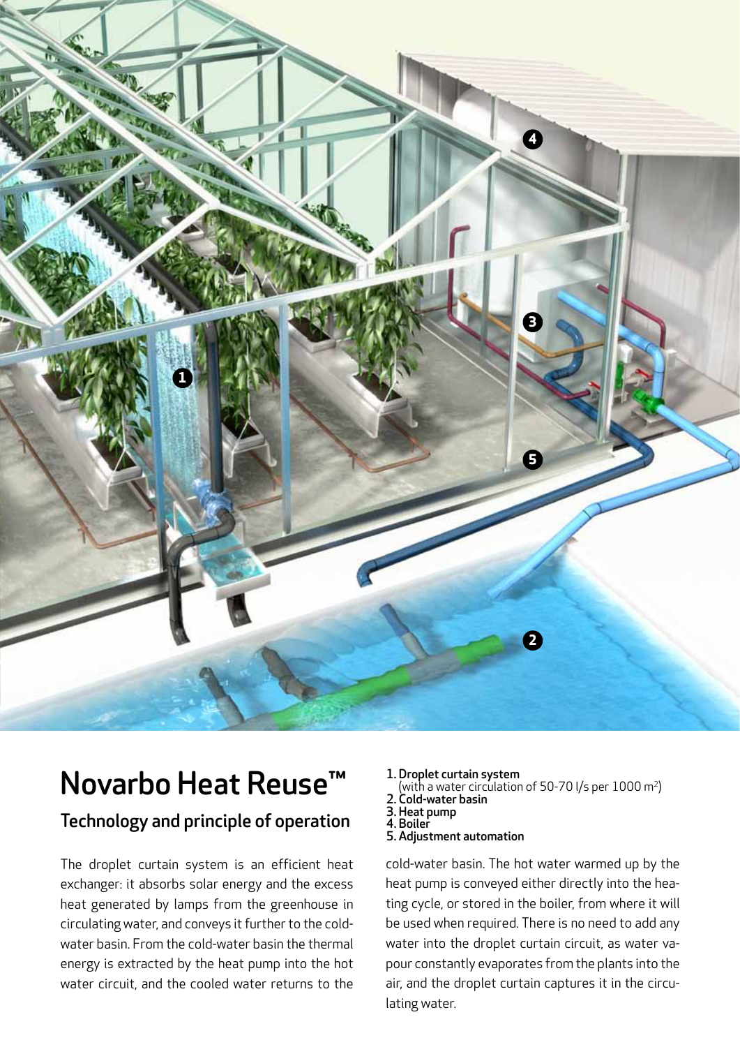# Novarbo Heat Reuse™

## Technology and principle of operation

1. **Droplet curtain system**
   (with a water circulation of 50-70 l/s per 1000 $m^2$)
2. **Cold-water basin**
3. **Heat pump**
4. **Boiler**
5. **Adjustment automation**

The droplet curtain system is an efficient heat exchanger: it absorbs solar energy and the excess heat generated by lamps from the greenhouse in circulating water, and conveys it further to the cold-water basin. From the cold-water basin the thermal energy is extracted by the heat pump into the hot water circuit, and the cooled water returns to the cold-water basin. The hot water warmed up by the heat pump is conveyed either directly into the heating cycle, or stored in the boiler, from where it will be used when required. There is no need to add any water into the droplet curtain circuit, as water vapour constantly evaporates from the plants into the air, and the droplet curtain captures it in the circulating water.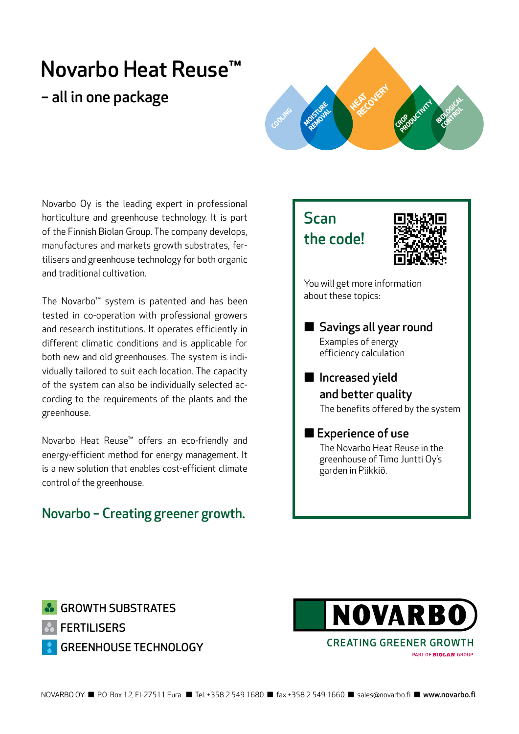# Novarbo Heat Reuse™

## – all in one package

COOLING

MOISTURE REMOVAL

HEAT RECOVERY

CROP PRODUCTIVITY

BIOLOGICAL CONTROL

Novarbo Oy is the leading expert in professional horticulture and greenhouse technology. It is part of the Finnish Biolan Group. The company develops, manufactures and markets growth substrates, fertilisers and greenhouse technology for both organic and traditional cultivation.

The Novarbo™ system is patented and has been tested in co-operation with professional growers and research institutions. It operates efficiently in different climatic conditions and is applicable for both new and old greenhouses. The system is individually tailored to suit each location. The capacity of the system can also be individually selected according to the requirements of the plants and the greenhouse.

Novarbo Heat Reuse™ offers an eco-friendly and energy-efficient method for energy management. It is a new solution that enables cost-efficient climate control of the greenhouse.

## Novarbo – Creating greener growth.

## Scan the code!

You will get more information about these topics:

- **Savings all year round**
  Examples of energy efficiency calculation
- **Increased yield and better quality**
  The benefits offered by the system
- **Experience of use**
  The Novarbo Heat Reuse in the greenhouse of Timo Juntti Oy's garden in Piikkiö.

GROWTH SUBSTRATES
FERTILISERS
GREENHOUSE TECHNOLOGY

NOVARBO
CREATING GREENER GROWTH
PART OF BIOLAN GROUP

NOVARBO OY ■ P.O. Box 12, FI-27511 Eura ■ Tel. +358 2 549 1680 ■ fax +358 2 549 1660 ■ sales@novarbo.fi ■ www.novarbo.fi